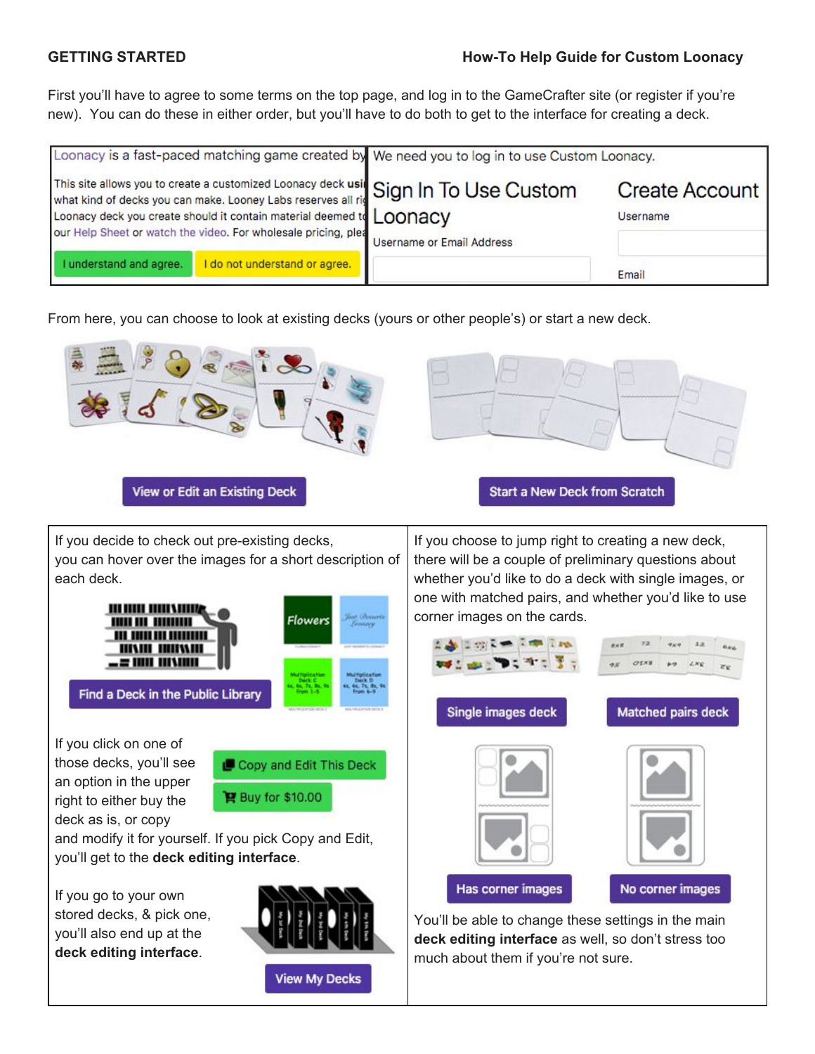**GETTING STARTED** **How-To Help Guide for Custom Loonacy**

First you'll have to agree to some terms on the top page, and log in to the GameCrafter site (or register if you're new). You can do these in either order, but you'll have to do both to get to the interface for creating a deck.

Loonacy is a fast-paced matching game created by

This site allows you to create a customized Loonacy deck usi what kind of decks you can make. Looney Labs reserves all ri Loonacy deck you create should it contain material deemed to our Help Sheet or watch the video. For wholesale pricing, plea

I understand and agree. | I do not understand or agree.

We need you to log in to use Custom Loonacy.

Sign In To Use Custom Loonacy

Username or Email Address

Create Account

Username

Email

From here, you can choose to look at existing decks (yours or other people's) or start a new deck.

View or Edit an Existing Deck

Start a New Deck from Scratch

If you decide to check out pre-existing decks, you can hover over the images for a short description of each deck.

Find a Deck in the Public Library

If you click on one of those decks, you'll see an option in the upper right to either buy the deck as is, or copy and modify it for yourself. If you pick Copy and Edit, you'll get to the **deck editing interface**.

Copy and Edit This Deck

Buy for $10.00

If you go to your own stored decks, & pick one, you'll also end up at the **deck editing interface**.

View My Decks

If you choose to jump right to creating a new deck, there will be a couple of preliminary questions about whether you'd like to do a deck with single images, or one with matched pairs, and whether you'd like to use corner images on the cards.

Single images deck

Matched pairs deck

Has corner images

No corner images

You'll be able to change these settings in the main **deck editing interface** as well, so don't stress too much about them if you're not sure.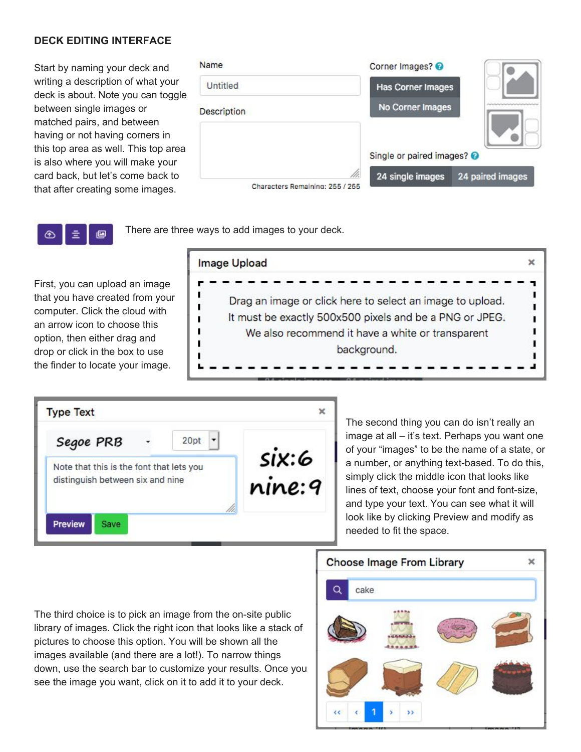**DECK EDITING INTERFACE**

Start by naming your deck and writing a description of what your deck is about. Note you can toggle between single images or matched pairs, and between having or not having corners in this top area as well. This top area is also where you will make your card back, but let's come back to that after creating some images.

Name

Untitled

Description

Characters Remaining: 255 / 255

Corner Images?

Has Corner Images

No Corner Images

Single or paired images?

24 single images | 24 paired images

There are three ways to add images to your deck.

First, you can upload an image that you have created from your computer. Click the cloud with an arrow icon to choose this option, then either drag and drop or click in the box to use the finder to locate your image.

**Image Upload**

Drag an image or click here to select an image to upload. It must be exactly 500x500 pixels and be a PNG or JPEG. We also recommend it have a white or transparent background.

**Type Text**

Segoe PRB | 20pt

Note that this is the font that lets you distinguish between six and nine

six:6
nine:9

Preview | Save

The second thing you can do isn't really an image at all – it's text. Perhaps you want one of your "images" to be the name of a state, or a number, or anything text-based. To do this, simply click the middle icon that looks like lines of text, choose your font and font-size, and type your text. You can see what it will look like by clicking Preview and modify as needed to fit the space.

The third choice is to pick an image from the on-site public library of images. Click the right icon that looks like a stack of pictures to choose this option. You will be shown all the images available (and there are a lot!). To narrow things down, use the search bar to customize your results. Once you see the image you want, click on it to add it to your deck.

**Choose Image From Library**

cake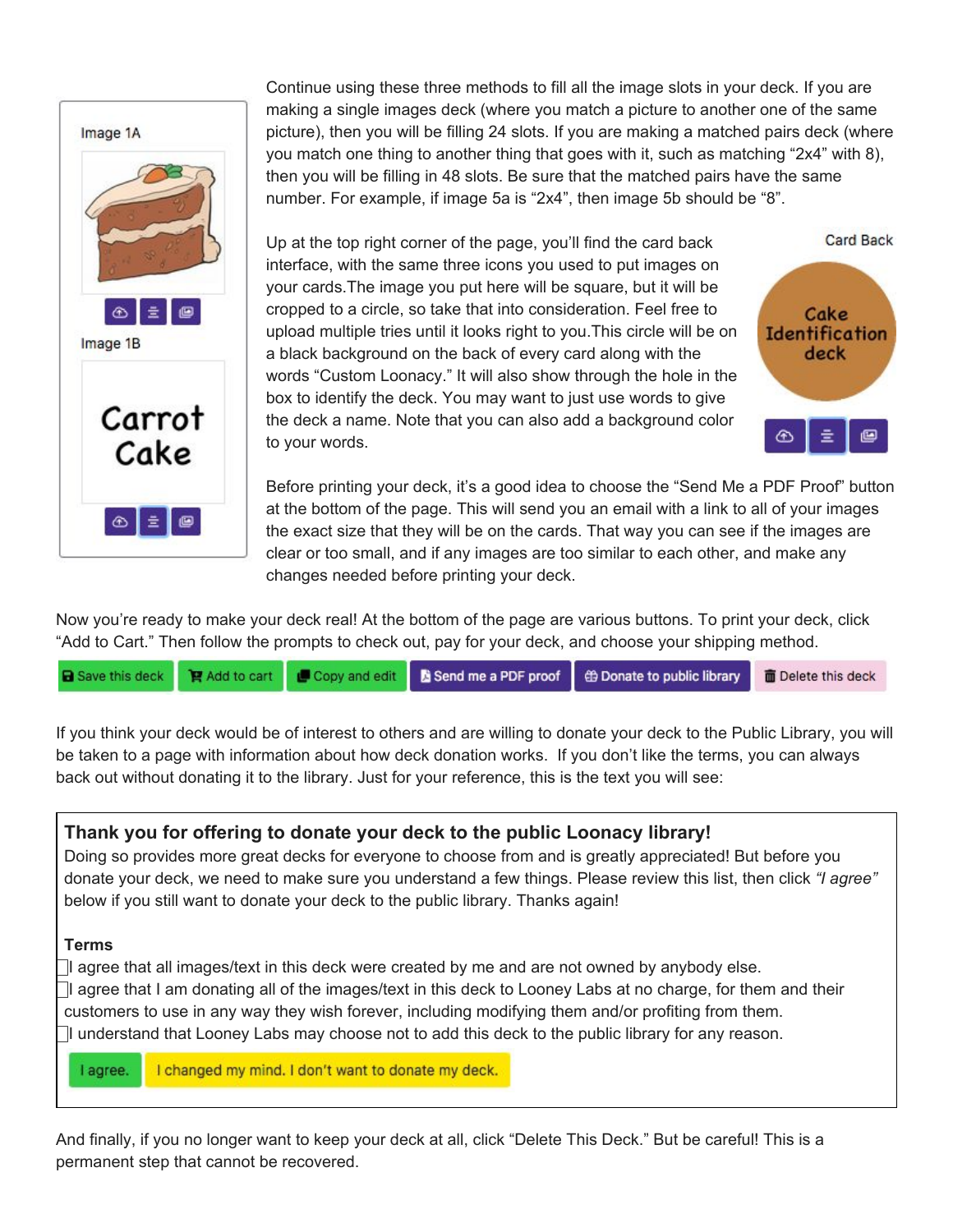Image 1A

Image 1B

Carrot Cake

Continue using these three methods to fill all the image slots in your deck. If you are making a single images deck (where you match a picture to another one of the same picture), then you will be filling 24 slots. If you are making a matched pairs deck (where you match one thing to another thing that goes with it, such as matching "2x4" with 8), then you will be filling in 48 slots. Be sure that the matched pairs have the same number. For example, if image 5a is "2x4", then image 5b should be "8".

Card Back

Cake Identification deck

Up at the top right corner of the page, you'll find the card back interface, with the same three icons you used to put images on your cards.The image you put here will be square, but it will be cropped to a circle, so take that into consideration. Feel free to upload multiple tries until it looks right to you.This circle will be on a black background on the back of every card along with the words "Custom Loonacy." It will also show through the hole in the box to identify the deck. You may want to just use words to give the deck a name. Note that you can also add a background color to your words.

Before printing your deck, it's a good idea to choose the "Send Me a PDF Proof" button at the bottom of the page. This will send you an email with a link to all of your images the exact size that they will be on the cards. That way you can see if the images are clear or too small, and if any images are too similar to each other, and make any changes needed before printing your deck.

Now you're ready to make your deck real! At the bottom of the page are various buttons. To print your deck, click "Add to Cart." Then follow the prompts to check out, pay for your deck, and choose your shipping method.

Save this deck | Add to cart | Copy and edit | Send me a PDF proof | Donate to public library | Delete this deck

If you think your deck would be of interest to others and are willing to donate your deck to the Public Library, you will be taken to a page with information about how deck donation works. If you don't like the terms, you can always back out without donating it to the library. Just for your reference, this is the text you will see:

**Thank you for offering to donate your deck to the public Loonacy library!**

Doing so provides more great decks for everyone to choose from and is greatly appreciated! But before you donate your deck, we need to make sure you understand a few things. Please review this list, then click *"I agree"* below if you still want to donate your deck to the public library. Thanks again!

**Terms**

- ☐ I agree that all images/text in this deck were created by me and are not owned by anybody else.
- ☐ I agree that I am donating all of the images/text in this deck to Looney Labs at no charge, for them and their customers to use in any way they wish forever, including modifying them and/or profiting from them.
- ☐ I understand that Looney Labs may choose not to add this deck to the public library for any reason.

I agree. | I changed my mind. I don't want to donate my deck.

And finally, if you no longer want to keep your deck at all, click "Delete This Deck." But be careful! This is a permanent step that cannot be recovered.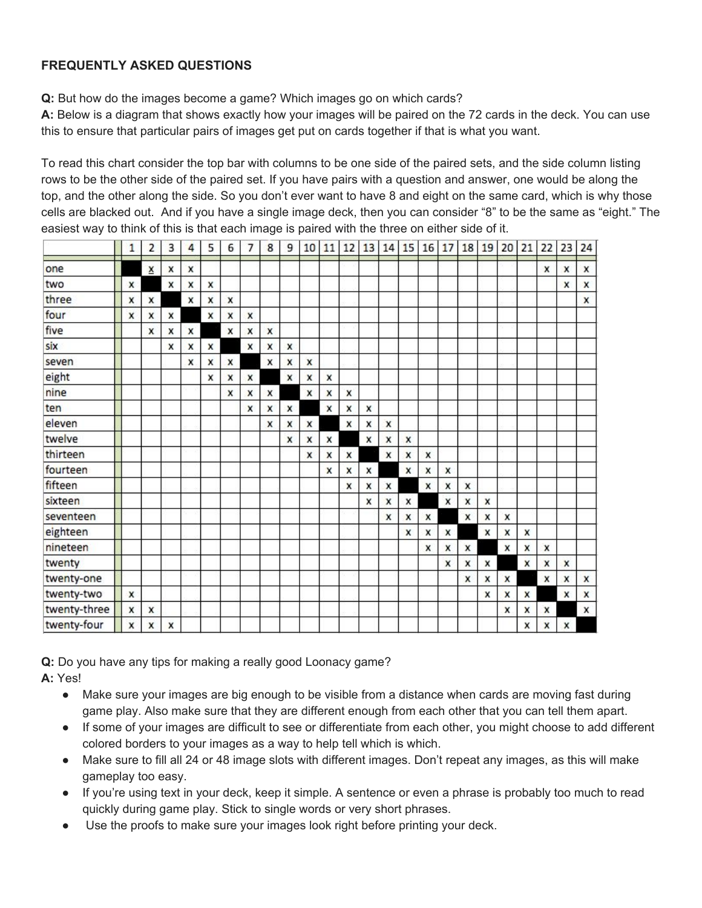**FREQUENTLY ASKED QUESTIONS**

**Q:** But how do the images become a game? Which images go on which cards?
**A:** Below is a diagram that shows exactly how your images will be paired on the 72 cards in the deck. You can use this to ensure that particular pairs of images get put on cards together if that is what you want.

To read this chart consider the top bar with columns to be one side of the paired sets, and the side column listing rows to be the other side of the paired set. If you have pairs with a question and answer, one would be along the top, and the other along the side. So you don't ever want to have 8 and eight on the same card, which is why those cells are blacked out. And if you have a single image deck, then you can consider "8" to be the same as "eight." The easiest way to think of this is that each image is paired with the three on either side of it.

| | 1 | 2 | 3 | 4 | 5 | 6 | 7 | 8 | 9 | 10 | 11 | 12 | 13 | 14 | 15 | 16 | 17 | 18 | 19 | 20 | 21 | 22 | 23 | 24 |
|---|---|---|---|---|---|---|---|---|---|---|---|---|---|---|---|---|---|---|---|---|---|---|---|---|
| one | ■ | x | x | x | | | | | | | | | | | | | | | | | | x | x | x |
| two | x | ■ | x | x | x | | | | | | | | | | | | | | | | | | x | x |
| three | x | x | ■ | x | x | x | | | | | | | | | | | | | | | | | | x |
| four | x | x | x | ■ | x | x | x | | | | | | | | | | | | | | | | | |
| five | | x | x | x | ■ | x | x | x | | | | | | | | | | | | | | | | |
| six | | | x | x | x | ■ | x | x | x | | | | | | | | | | | | | | | |
| seven | | | | x | x | x | ■ | x | x | x | | | | | | | | | | | | | | |
| eight | | | | | x | x | x | ■ | x | x | x | | | | | | | | | | | | | |
| nine | | | | | | x | x | x | ■ | x | x | x | | | | | | | | | | | | |
| ten | | | | | | | x | x | x | ■ | x | x | x | | | | | | | | | | | |
| eleven | | | | | | | | x | x | x | ■ | x | x | x | | | | | | | | | | |
| twelve | | | | | | | | | x | x | x | ■ | x | x | x | | | | | | | | | |
| thirteen | | | | | | | | | | x | x | x | ■ | x | x | x | | | | | | | | |
| fourteen | | | | | | | | | | | x | x | x | ■ | x | x | x | | | | | | | |
| fifteen | | | | | | | | | | | | x | x | x | ■ | x | x | x | | | | | | |
| sixteen | | | | | | | | | | | | | x | x | x | ■ | x | x | x | | | | | |
| seventeen | | | | | | | | | | | | | | x | x | x | ■ | x | x | x | | | | |
| eighteen | | | | | | | | | | | | | | | x | x | x | ■ | x | x | x | | | |
| nineteen | | | | | | | | | | | | | | | | x | x | x | ■ | x | x | x | | |
| twenty | | | | | | | | | | | | | | | | | x | x | x | ■ | x | x | x | |
| twenty-one | | | | | | | | | | | | | | | | | | x | x | x | ■ | x | x | x |
| twenty-two | x | | | | | | | | | | | | | | | | | | x | x | x | ■ | x | x |
| twenty-three | x | x | | | | | | | | | | | | | | | | | | x | x | x | ■ | x |
| twenty-four | x | x | x | | | | | | | | | | | | | | | | | | x | x | x | ■ |

**Q:** Do you have any tips for making a really good Loonacy game?
**A:** Yes!

- Make sure your images are big enough to be visible from a distance when cards are moving fast during game play. Also make sure that they are different enough from each other that you can tell them apart.
- If some of your images are difficult to see or differentiate from each other, you might choose to add different colored borders to your images as a way to help tell which is which.
- Make sure to fill all 24 or 48 image slots with different images. Don't repeat any images, as this will make gameplay too easy.
- If you're using text in your deck, keep it simple. A sentence or even a phrase is probably too much to read quickly during game play. Stick to single words or very short phrases.
- Use the proofs to make sure your images look right before printing your deck.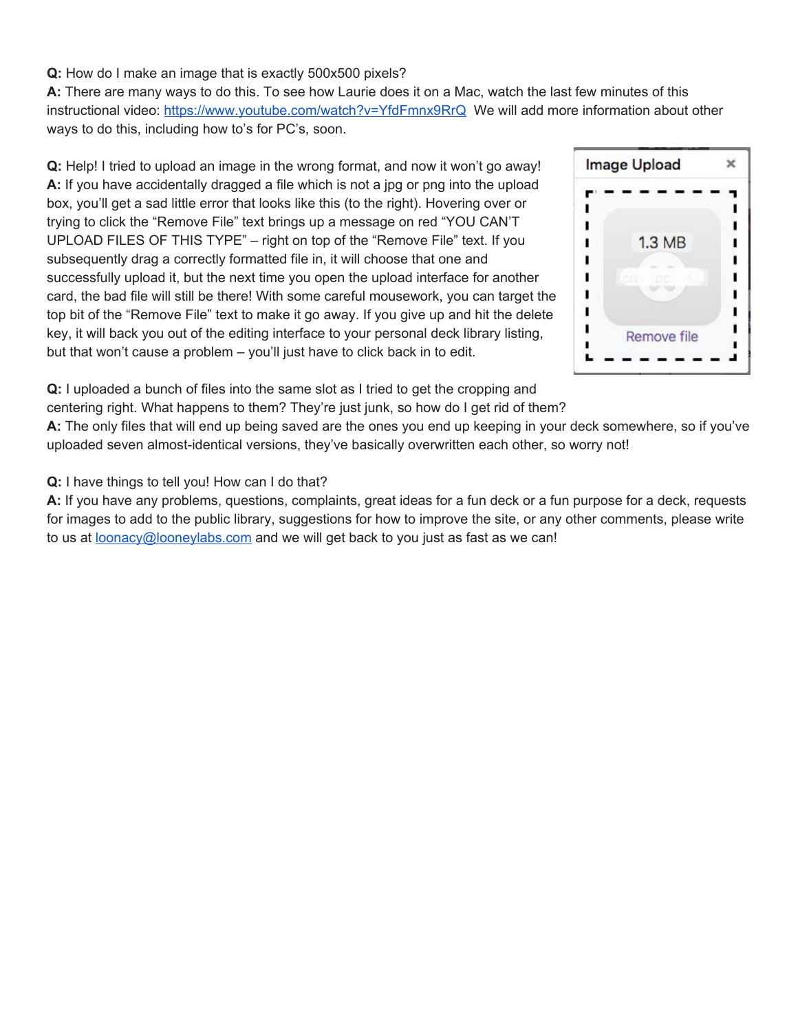**Q:** How do I make an image that is exactly 500x500 pixels?
**A:** There are many ways to do this. To see how Laurie does it on a Mac, watch the last few minutes of this instructional video: https://www.youtube.com/watch?v=YfdFmnx9RrQ We will add more information about other ways to do this, including how to's for PC's, soon.

**Q:** Help! I tried to upload an image in the wrong format, and now it won't go away!
**A:** If you have accidentally dragged a file which is not a jpg or png into the upload box, you'll get a sad little error that looks like this (to the right). Hovering over or trying to click the "Remove File" text brings up a message on red "YOU CAN'T UPLOAD FILES OF THIS TYPE" – right on top of the "Remove File" text. If you subsequently drag a correctly formatted file in, it will choose that one and successfully upload it, but the next time you open the upload interface for another card, the bad file will still be there! With some careful mousework, you can target the top bit of the "Remove File" text to make it go away. If you give up and hit the delete key, it will back you out of the editing interface to your personal deck library listing, but that won't cause a problem – you'll just have to click back in to edit.

Image Upload

1.3 MB

Remove file

**Q:** I uploaded a bunch of files into the same slot as I tried to get the cropping and centering right. What happens to them? They're just junk, so how do I get rid of them?
**A:** The only files that will end up being saved are the ones you end up keeping in your deck somewhere, so if you've uploaded seven almost-identical versions, they've basically overwritten each other, so worry not!

**Q:** I have things to tell you! How can I do that?
**A:** If you have any problems, questions, complaints, great ideas for a fun deck or a fun purpose for a deck, requests for images to add to the public library, suggestions for how to improve the site, or any other comments, please write to us at loonacy@looneylabs.com and we will get back to you just as fast as we can!